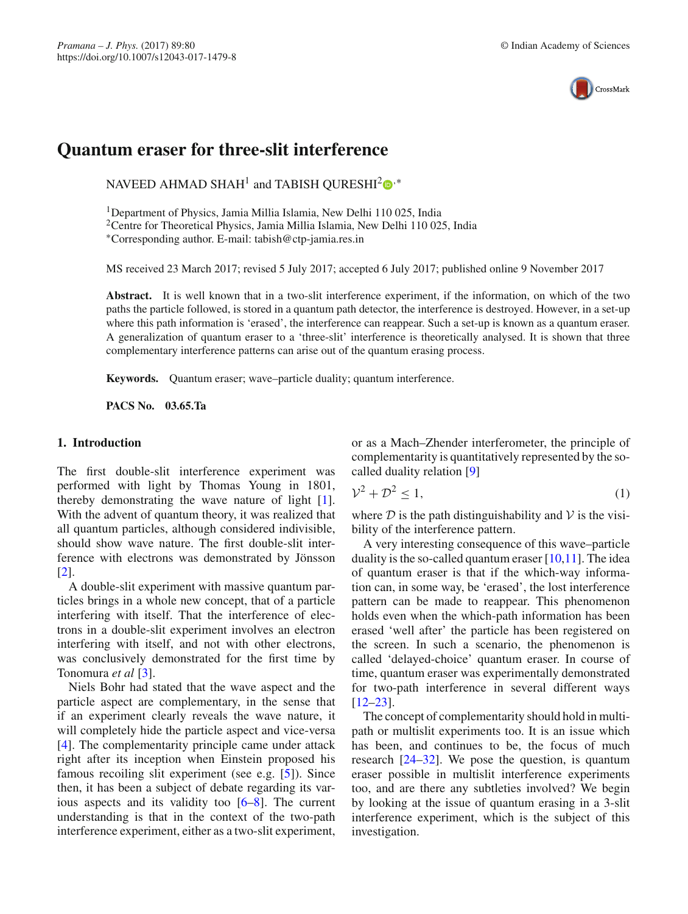# Quantum eraser for three-slit interference

NAVEED AHMAD SHAH[1] and TABISH QURESHI[2,*]

[1]Department of Physics, Jamia Millia Islamia, New Delhi 110 025, India
[2]Centre for Theoretical Physics, Jamia Millia Islamia, New Delhi 110 025, India
*Corresponding author. E-mail: tabish@ctp-jamia.res.in

MS received 23 March 2017; revised 5 July 2017; accepted 6 July 2017; published online 9 November 2017

**Abstract.** It is well known that in a two-slit interference experiment, if the information, on which of the two paths the particle followed, is stored in a quantum path detector, the interference is destroyed. However, in a set-up where this path information is 'erased', the interference can reappear. Such a set-up is known as a quantum eraser. A generalization of quantum eraser to a 'three-slit' interference is theoretically analysed. It is shown that three complementary interference patterns can arise out of the quantum erasing process.

**Keywords.** Quantum eraser; wave–particle duality; quantum interference.

**PACS No.** **03.65.Ta**

## 1. Introduction

The first double-slit interference experiment was performed with light by Thomas Young in 1801, thereby demonstrating the wave nature of light [1]. With the advent of quantum theory, it was realized that all quantum particles, although considered indivisible, should show wave nature. The first double-slit interference with electrons was demonstrated by Jönsson [2].

A double-slit experiment with massive quantum particles brings in a whole new concept, that of a particle interfering with itself. That the interference of electrons in a double-slit experiment involves an electron interfering with itself, and not with other electrons, was conclusively demonstrated for the first time by Tonomura *et al* [3].

Niels Bohr had stated that the wave aspect and the particle aspect are complementary, in the sense that if an experiment clearly reveals the wave nature, it will completely hide the particle aspect and vice-versa [4]. The complementarity principle came under attack right after its inception when Einstein proposed his famous recoiling slit experiment (see e.g. [5]). Since then, it has been a subject of debate regarding its various aspects and its validity too [6–8]. The current understanding is that in the context of the two-path interference experiment, either as a two-slit experiment, or as a Mach–Zehnder interferometer, the principle of complementarity is quantitatively represented by the so-called duality relation [9]

$$\mathcal{V}^2 + \mathcal{D}^2 \leq 1, \tag{1}$$

where $\mathcal{D}$ is the path distinguishability and $\mathcal{V}$ is the visibility of the interference pattern.

A very interesting consequence of this wave–particle duality is the so-called quantum eraser [10,11]. The idea of quantum eraser is that if the which-way information can, in some way, be 'erased', the lost interference pattern can be made to reappear. This phenomenon holds even when the which-path information has been erased 'well after' the particle has been registered on the screen. In such a scenario, the phenomenon is called 'delayed-choice' quantum eraser. In course of time, quantum eraser was experimentally demonstrated for two-path interference in several different ways [12–23].

The concept of complementarity should hold in multipath or multislit experiments too. It is an issue which has been, and continues to be, the focus of much research [24–32]. We pose the question, is quantum eraser possible in multislit interference experiments too, and are there any subtleties involved? We begin by looking at the issue of quantum erasing in a 3-slit interference experiment, which is the subject of this investigation.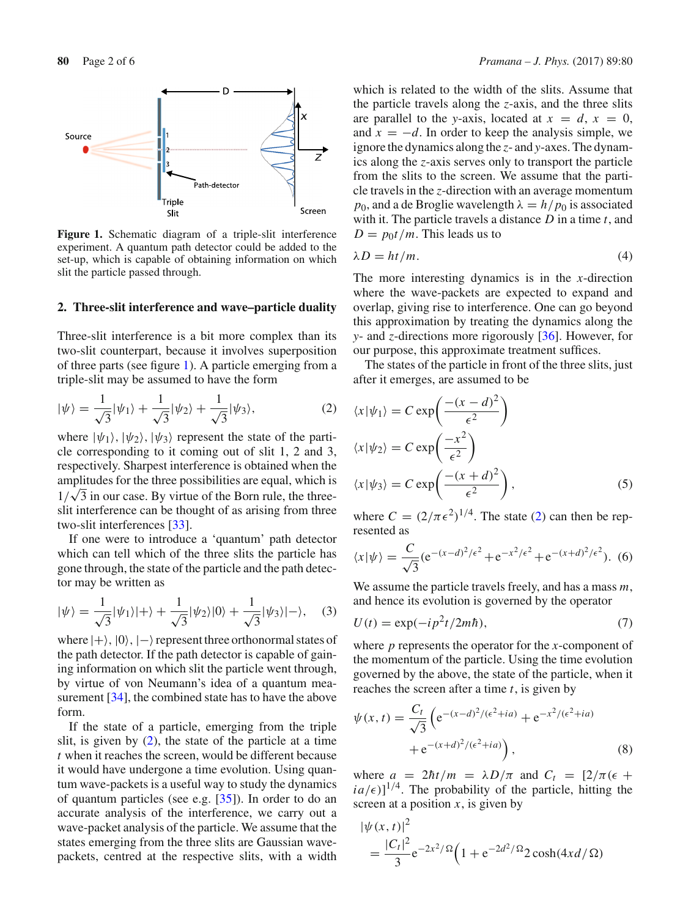**Figure 1.** Schematic diagram of a triple-slit interference experiment. A quantum path detector could be added to the set-up, which is capable of obtaining information on which slit the particle passed through.

## 2. Three-slit interference and wave–particle duality

Three-slit interference is a bit more complex than its two-slit counterpart, because it involves superposition of three parts (see figure 1). A particle emerging from a triple-slit may be assumed to have the form

$$|\psi\rangle = \frac{1}{\sqrt{3}}|\psi_1\rangle + \frac{1}{\sqrt{3}}|\psi_2\rangle + \frac{1}{\sqrt{3}}|\psi_3\rangle, \tag{2}$$

where $|\psi_1\rangle, |\psi_2\rangle, |\psi_3\rangle$ represent the state of the particle corresponding to it coming out of slit 1, 2 and 3, respectively. Sharpest interference is obtained when the amplitudes for the three possibilities are equal, which is $1/\sqrt{3}$ in our case. By virtue of the Born rule, the three-slit interference can be thought of as arising from three two-slit interferences [33].

If one were to introduce a 'quantum' path detector which can tell which of the three slits the particle has gone through, the state of the particle and the path detector may be written as

$$|\psi\rangle = \frac{1}{\sqrt{3}}|\psi_1\rangle|+\rangle + \frac{1}{\sqrt{3}}|\psi_2\rangle|0\rangle + \frac{1}{\sqrt{3}}|\psi_3\rangle|-\rangle, \tag{3}$$

where $|+\rangle, |0\rangle, |-\rangle$ represent three orthonormal states of the path detector. If the path detector is capable of gaining information on which slit the particle went through, by virtue of von Neumann's idea of a quantum measurement [34], the combined state has to have the above form.

If the state of a particle, emerging from the triple slit, is given by (2), the state of the particle at a time $t$ when it reaches the screen, would be different because it would have undergone a time evolution. Using quantum wave-packets is a useful way to study the dynamics of quantum particles (see e.g. [35]). In order to do an accurate analysis of the interference, we carry out a wave-packet analysis of the particle. We assume that the states emerging from the three slits are Gaussian wave-packets, centred at the respective slits, with a width which is related to the width of the slits. Assume that the particle travels along the $z$-axis, and the three slits are parallel to the $y$-axis, located at $x = d$, $x = 0$, and $x = -d$. In order to keep the analysis simple, we ignore the dynamics along the $z$- and $y$-axes. The dynamics along the $z$-axis serves only to transport the particle from the slits to the screen. We assume that the particle travels in the $z$-direction with an average momentum $p_0$, and a de Broglie wavelength $\lambda = h/p_0$ is associated with it. The particle travels a distance $D$ in a time $t$, and $D = p_0 t/m$. This leads us to

$$\lambda D = ht/m. \tag{4}$$

The more interesting dynamics is in the $x$-direction where the wave-packets are expected to expand and overlap, giving rise to interference. One can go beyond this approximation by treating the dynamics along the $y$- and $z$-directions more rigorously [36]. However, for our purpose, this approximate treatment suffices.

The states of the particle in front of the three slits, just after it emerges, are assumed to be

$$\langle x|\psi_1\rangle = C\exp\left(\frac{-(x-d)^2}{\epsilon^2}\right)$$

$$\langle x|\psi_2\rangle = C\exp\left(\frac{-x^2}{\epsilon^2}\right)$$

$$\langle x|\psi_3\rangle = C\exp\left(\frac{-(x+d)^2}{\epsilon^2}\right), \tag{5}$$

where $C = (2/\pi\epsilon^2)^{1/4}$. The state (2) can then be represented as

$$\langle x|\psi\rangle = \frac{C}{\sqrt{3}}\left(e^{-(x-d)^2/\epsilon^2} + e^{-x^2/\epsilon^2} + e^{-(x+d)^2/\epsilon^2}\right). \tag{6}$$

We assume the particle travels freely, and has a mass $m$, and hence its evolution is governed by the operator

$$U(t) = \exp(-ip^2t/2m\hbar), \tag{7}$$

where $p$ represents the operator for the $x$-component of the momentum of the particle. Using the time evolution governed by the above, the state of the particle, when it reaches the screen after a time $t$, is given by

$$\psi(x,t) = \frac{C_t}{\sqrt{3}}\left(e^{-(x-d)^2/(\epsilon^2+ia)} + e^{-x^2/(\epsilon^2+ia)} + e^{-(x+d)^2/(\epsilon^2+ia)}\right), \tag{8}$$

where $a = 2\hbar t/m = \lambda D/\pi$ and $C_t = [2/\pi(\epsilon + ia/\epsilon)]^{1/4}$. The probability of the particle, hitting the screen at a position $x$, is given by

$$|\psi(x,t)|^2 = \frac{|C_t|^2}{3}e^{-2x^2/\Omega}\left(1 + e^{-2d^2/\Omega}2\cosh(4xd/\Omega)\right.$$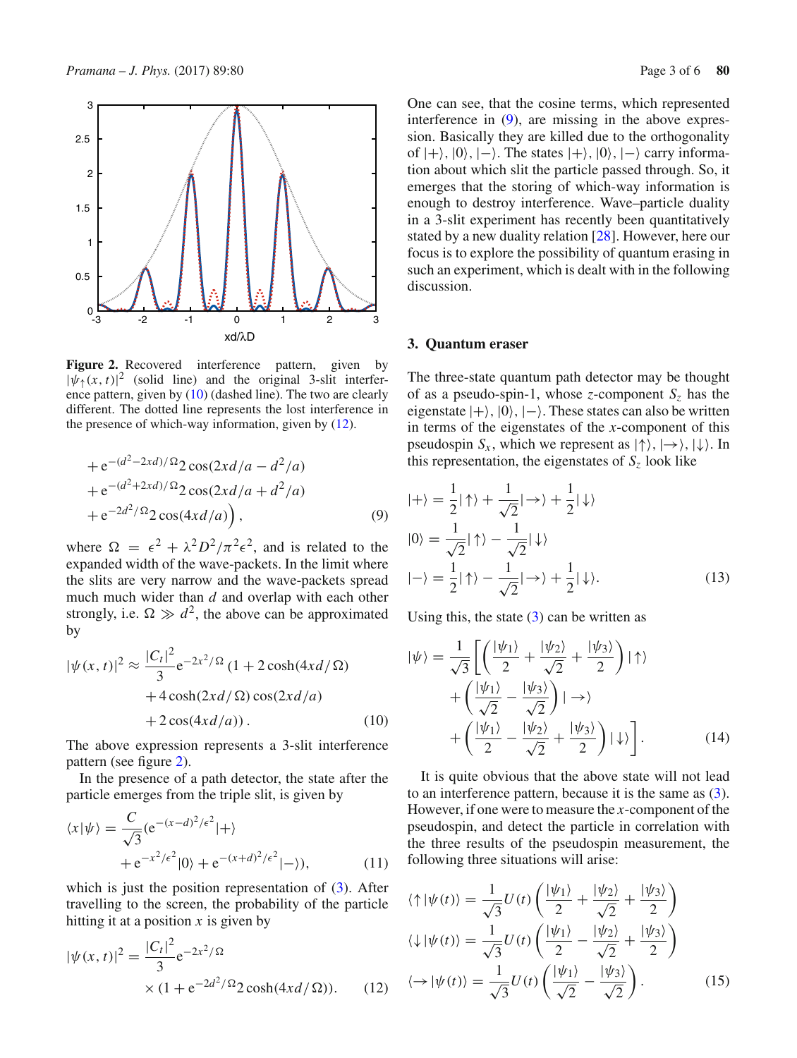**Figure 2.** Recovered interference pattern, given by $|\psi_\uparrow(x,t)|^2$ (solid line) and the original 3-slit interference pattern, given by (10) (dashed line). The two are clearly different. The dotted line represents the lost interference in the presence of which-way information, given by (12).

$$
+\,\mathrm{e}^{-(d^2-2xd)/\Omega} 2\cos(2xd/a - d^2/a)
+\,\mathrm{e}^{-(d^2+2xd)/\Omega} 2\cos(2xd/a + d^2/a)
+\,\mathrm{e}^{-2d^2/\Omega} 2\cos(4xd/a)\Big), \tag{9}
$$

where $\Omega = \epsilon^2 + \lambda^2 D^2/\pi^2\epsilon^2$, and is related to the expanded width of the wave-packets. In the limit where the slits are very narrow and the wave-packets spread much much wider than $d$ and overlap with each other strongly, i.e. $\Omega \gg d^2$, the above can be approximated by

$$
|\psi(x,t)|^2 \approx \frac{|C_t|^2}{3}\mathrm{e}^{-2x^2/\Omega}\,(1 + 2\cosh(4xd/\Omega) + 4\cosh(2xd/\Omega)\cos(2xd/a) + 2\cos(4xd/a)). \tag{10}
$$

The above expression represents a 3-slit interference pattern (see figure 2).

In the presence of a path detector, the state after the particle emerges from the triple slit, is given by

$$
\langle x|\psi\rangle = \frac{C}{\sqrt{3}}(\mathrm{e}^{-(x-d)^2/\epsilon^2}|+\rangle + \mathrm{e}^{-x^2/\epsilon^2}|0\rangle + \mathrm{e}^{-(x+d)^2/\epsilon^2}|-\rangle), \tag{11}
$$

which is just the position representation of (3). After travelling to the screen, the probability of the particle hitting it at a position $x$ is given by

$$
|\psi(x,t)|^2 = \frac{|C_t|^2}{3}\mathrm{e}^{-2x^2/\Omega} \times (1 + \mathrm{e}^{-2d^2/\Omega} 2\cosh(4xd/\Omega)). \tag{12}
$$

One can see, that the cosine terms, which represented interference in (9), are missing in the above expression. Basically they are killed due to the orthogonality of $|+\rangle, |0\rangle, |-\rangle$. The states $|+\rangle, |0\rangle, |-\rangle$ carry information about which slit the particle passed through. So, it emerges that the storing of which-way information is enough to destroy interference. Wave–particle duality in a 3-slit experiment has recently been quantitatively stated by a new duality relation [28]. However, here our focus is to explore the possibility of quantum erasing in such an experiment, which is dealt with in the following discussion.

## 3. Quantum eraser

The three-state quantum path detector may be thought of as a pseudo-spin-1, whose $z$-component $S_z$ has the eigenstate $|+\rangle, |0\rangle, |-\rangle$. These states can also be written in terms of the eigenstates of the $x$-component of this pseudospin $S_x$, which we represent as $|\uparrow\rangle, |\rightarrow\rangle, |\downarrow\rangle$. In this representation, the eigenstates of $S_z$ look like

$$
\begin{aligned}
|+\rangle &= \frac{1}{2}|\uparrow\rangle + \frac{1}{\sqrt{2}}|\rightarrow\rangle + \frac{1}{2}|\downarrow\rangle \\
|0\rangle &= \frac{1}{\sqrt{2}}|\uparrow\rangle - \frac{1}{\sqrt{2}}|\downarrow\rangle \\
|-\rangle &= \frac{1}{2}|\uparrow\rangle - \frac{1}{\sqrt{2}}|\rightarrow\rangle + \frac{1}{2}|\downarrow\rangle.
\end{aligned} \tag{13}
$$

Using this, the state (3) can be written as

$$
|\psi\rangle = \frac{1}{\sqrt{3}}\left[\left(\frac{|\psi_1\rangle}{2} + \frac{|\psi_2\rangle}{\sqrt{2}} + \frac{|\psi_3\rangle}{2}\right)|\uparrow\rangle + \left(\frac{|\psi_1\rangle}{\sqrt{2}} - \frac{|\psi_3\rangle}{\sqrt{2}}\right)|\rightarrow\rangle + \left(\frac{|\psi_1\rangle}{2} - \frac{|\psi_2\rangle}{\sqrt{2}} + \frac{|\psi_3\rangle}{2}\right)|\downarrow\rangle\right]. \tag{14}
$$

It is quite obvious that the above state will not lead to an interference pattern, because it is the same as (3). However, if one were to measure the $x$-component of the pseudospin, and detect the particle in correlation with the three results of the pseudospin measurement, the following three situations will arise:

$$
\begin{aligned}
\langle\uparrow|\psi(t)\rangle &= \frac{1}{\sqrt{3}}U(t)\left(\frac{|\psi_1\rangle}{2} + \frac{|\psi_2\rangle}{\sqrt{2}} + \frac{|\psi_3\rangle}{2}\right) \\
\langle\downarrow|\psi(t)\rangle &= \frac{1}{\sqrt{3}}U(t)\left(\frac{|\psi_1\rangle}{2} - \frac{|\psi_2\rangle}{\sqrt{2}} + \frac{|\psi_3\rangle}{2}\right) \\
\langle\rightarrow|\psi(t)\rangle &= \frac{1}{\sqrt{3}}U(t)\left(\frac{|\psi_1\rangle}{\sqrt{2}} - \frac{|\psi_3\rangle}{\sqrt{2}}\right).
\end{aligned} \tag{15}
$$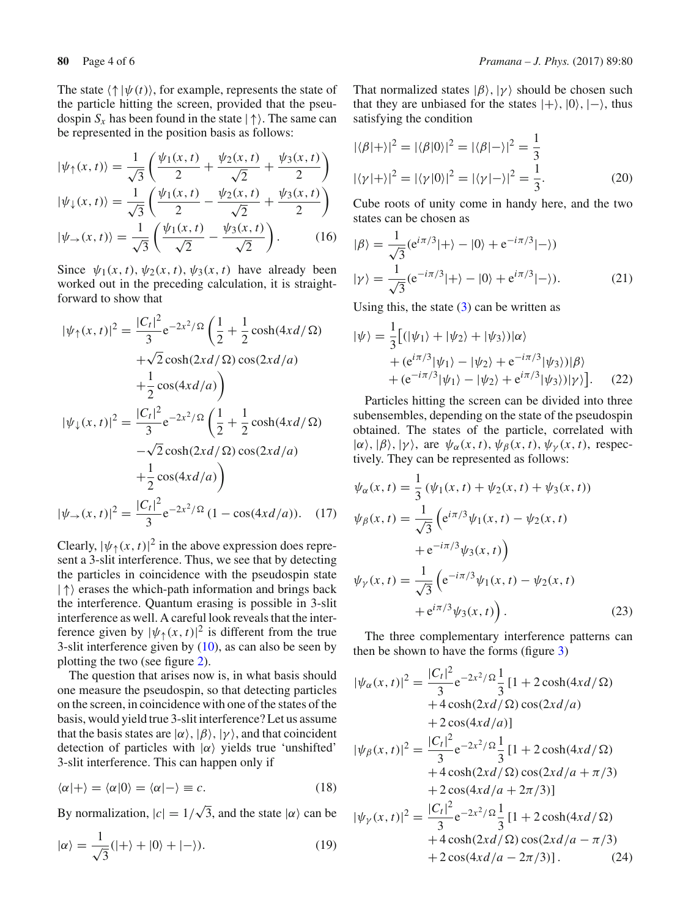The state $\langle\uparrow|\psi(t)\rangle$, for example, represents the state of the particle hitting the screen, provided that the pseudospin $S_x$ has been found in the state $|\uparrow\rangle$. The same can be represented in the position basis as follows:

$$
\begin{aligned}
|\psi_\uparrow(x,t)\rangle &= \frac{1}{\sqrt{3}}\left(\frac{\psi_1(x,t)}{2} + \frac{\psi_2(x,t)}{\sqrt{2}} + \frac{\psi_3(x,t)}{2}\right)\\
|\psi_\downarrow(x,t)\rangle &= \frac{1}{\sqrt{3}}\left(\frac{\psi_1(x,t)}{2} - \frac{\psi_2(x,t)}{\sqrt{2}} + \frac{\psi_3(x,t)}{2}\right)\\
|\psi_\rightarrow(x,t)\rangle &= \frac{1}{\sqrt{3}}\left(\frac{\psi_1(x,t)}{\sqrt{2}} - \frac{\psi_3(x,t)}{\sqrt{2}}\right).
\end{aligned}
\tag{16}
$$

Since $\psi_1(x,t), \psi_2(x,t), \psi_3(x,t)$ have already been worked out in the preceding calculation, it is straightforward to show that

$$
\begin{aligned}
|\psi_\uparrow(x,t)|^2 &= \frac{|C_t|^2}{3}\mathrm{e}^{-2x^2/\Omega}\left(\frac{1}{2} + \frac{1}{2}\cosh(4xd/\Omega)\right.\\
&\quad + \sqrt{2}\cosh(2xd/\Omega)\cos(2xd/a)\\
&\quad \left. + \frac{1}{2}\cos(4xd/a)\right)\\
|\psi_\downarrow(x,t)|^2 &= \frac{|C_t|^2}{3}\mathrm{e}^{-2x^2/\Omega}\left(\frac{1}{2} + \frac{1}{2}\cosh(4xd/\Omega)\right.\\
&\quad - \sqrt{2}\cosh(2xd/\Omega)\cos(2xd/a)\\
&\quad \left. + \frac{1}{2}\cos(4xd/a)\right)\\
|\psi_\rightarrow(x,t)|^2 &= \frac{|C_t|^2}{3}\mathrm{e}^{-2x^2/\Omega}\left(1 - \cos(4xd/a)\right).
\end{aligned}
\tag{17}
$$

Clearly, $|\psi_\uparrow(x,t)|^2$ in the above expression does represent a 3-slit interference. Thus, we see that by detecting the particles in coincidence with the pseudospin state $|\uparrow\rangle$ erases the which-path information and brings back the interference. Quantum erasing is possible in 3-slit interference as well. A careful look reveals that the interference given by $|\psi_\uparrow(x,t)|^2$ is different from the true 3-slit interference given by (10), as can also be seen by plotting the two (see figure 2).

The question that arises now is, in what basis should one measure the pseudospin, so that detecting particles on the screen, in coincidence with one of the states of the basis, would yield true 3-slit interference? Let us assume that the basis states are $|\alpha\rangle, |\beta\rangle, |\gamma\rangle$, and that coincident detection of particles with $|\alpha\rangle$ yields true 'unshifted' 3-slit interference. This can happen only if

$$
\langle\alpha|+\rangle = \langle\alpha|0\rangle = \langle\alpha|-\rangle \equiv c. \tag{18}
$$

By normalization, $|c| = 1/\sqrt{3}$, and the state $|\alpha\rangle$ can be

$$
|\alpha\rangle = \frac{1}{\sqrt{3}}(|+\rangle + |0\rangle + |-\rangle). \tag{19}
$$

That normalized states $|\beta\rangle, |\gamma\rangle$ should be chosen such that they are unbiased for the states $|+\rangle, |0\rangle, |-\rangle$, thus satisfying the condition

$$
\begin{aligned}
|\langle\beta|+\rangle|^2 &= |\langle\beta|0\rangle|^2 = |\langle\beta|-\rangle|^2 = \frac{1}{3}\\
|\langle\gamma|+\rangle|^2 &= |\langle\gamma|0\rangle|^2 = |\langle\gamma|-\rangle|^2 = \frac{1}{3}.
\end{aligned}
\tag{20}
$$

Cube roots of unity come in handy here, and the two states can be chosen as

$$
\begin{aligned}
|\beta\rangle &= \frac{1}{\sqrt{3}}(\mathrm{e}^{i\pi/3}|+\rangle - |0\rangle + \mathrm{e}^{-i\pi/3}|-\rangle)\\
|\gamma\rangle &= \frac{1}{\sqrt{3}}(\mathrm{e}^{-i\pi/3}|+\rangle - |0\rangle + \mathrm{e}^{i\pi/3}|-\rangle).
\end{aligned}
\tag{21}
$$

Using this, the state (3) can be written as

$$
\begin{aligned}
|\psi\rangle = \frac{1}{3}\big[&(|\psi_1\rangle + |\psi_2\rangle + |\psi_3\rangle)|\alpha\rangle\\
&+ (\mathrm{e}^{i\pi/3}|\psi_1\rangle - |\psi_2\rangle + \mathrm{e}^{-i\pi/3}|\psi_3\rangle)|\beta\rangle\\
&+ (\mathrm{e}^{-i\pi/3}|\psi_1\rangle - |\psi_2\rangle + \mathrm{e}^{i\pi/3}|\psi_3\rangle)|\gamma\rangle\big].
\end{aligned}
\tag{22}
$$

Particles hitting the screen can be divided into three subensembles, depending on the state of the pseudospin obtained. The states of the particle, correlated with $|\alpha\rangle, |\beta\rangle, |\gamma\rangle$, are $\psi_\alpha(x,t), \psi_\beta(x,t), \psi_\gamma(x,t)$, respectively. They can be represented as follows:

$$
\begin{aligned}
\psi_\alpha(x,t) &= \frac{1}{3}\left(\psi_1(x,t) + \psi_2(x,t) + \psi_3(x,t)\right)\\
\psi_\beta(x,t) &= \frac{1}{\sqrt{3}}\left(\mathrm{e}^{i\pi/3}\psi_1(x,t) - \psi_2(x,t)\right.\\
&\quad \left. + \mathrm{e}^{-i\pi/3}\psi_3(x,t)\right)\\
\psi_\gamma(x,t) &= \frac{1}{\sqrt{3}}\left(\mathrm{e}^{-i\pi/3}\psi_1(x,t) - \psi_2(x,t)\right.\\
&\quad \left. + \mathrm{e}^{i\pi/3}\psi_3(x,t)\right).
\end{aligned}
\tag{23}
$$

The three complementary interference patterns can then be shown to have the forms (figure 3)

$$
\begin{aligned}
|\psi_\alpha(x,t)|^2 &= \frac{|C_t|^2}{3}\mathrm{e}^{-2x^2/\Omega}\frac{1}{3}\left[1 + 2\cosh(4xd/\Omega)\right.\\
&\quad + 4\cosh(2xd/\Omega)\cos(2xd/a)\\
&\quad \left. + 2\cos(4xd/a)\right]\\
|\psi_\beta(x,t)|^2 &= \frac{|C_t|^2}{3}\mathrm{e}^{-2x^2/\Omega}\frac{1}{3}\left[1 + 2\cosh(4xd/\Omega)\right.\\
&\quad + 4\cosh(2xd/\Omega)\cos(2xd/a + \pi/3)\\
&\quad \left. + 2\cos(4xd/a + 2\pi/3)\right]\\
|\psi_\gamma(x,t)|^2 &= \frac{|C_t|^2}{3}\mathrm{e}^{-2x^2/\Omega}\frac{1}{3}\left[1 + 2\cosh(4xd/\Omega)\right.\\
&\quad + 4\cosh(2xd/\Omega)\cos(2xd/a - \pi/3)\\
&\quad \left. + 2\cos(4xd/a - 2\pi/3)\right].
\end{aligned}
\tag{24}
$$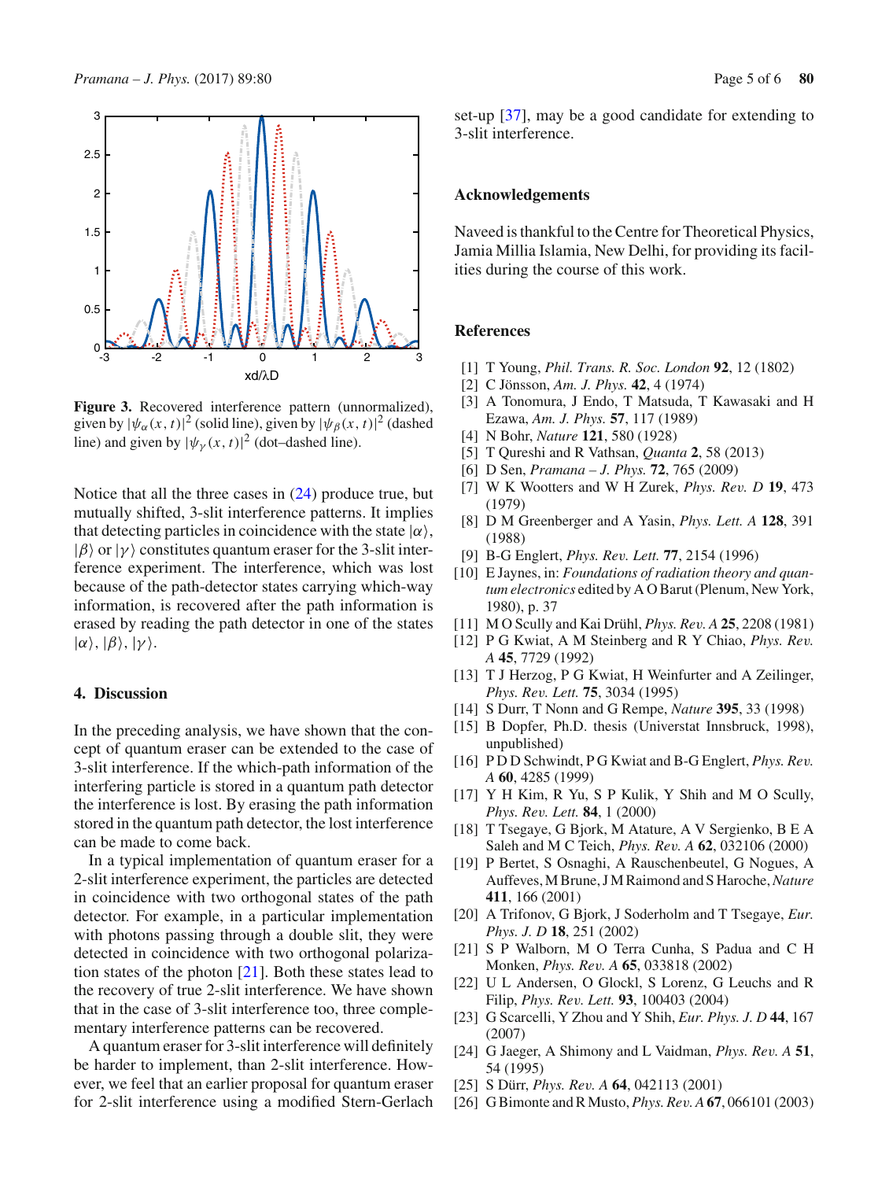**Figure 3.** Recovered interference pattern (unnormalized), given by $|\psi_\alpha(x,t)|^2$ (solid line), given by $|\psi_\beta(x,t)|^2$ (dashed line) and given by $|\psi_\gamma(x,t)|^2$ (dot–dashed line).

Notice that all the three cases in (24) produce true, but mutually shifted, 3-slit interference patterns. It implies that detecting particles in coincidence with the state $|\alpha\rangle$, $|\beta\rangle$ or $|\gamma\rangle$ constitutes quantum eraser for the 3-slit interference experiment. The interference, which was lost because of the path-detector states carrying which-way information, is recovered after the path information is erased by reading the path detector in one of the states $|\alpha\rangle$, $|\beta\rangle$, $|\gamma\rangle$.

## 4. Discussion

In the preceding analysis, we have shown that the concept of quantum eraser can be extended to the case of 3-slit interference. If the which-path information of the interfering particle is stored in a quantum path detector the interference is lost. By erasing the path information stored in the quantum path detector, the lost interference can be made to come back.

In a typical implementation of quantum eraser for a 2-slit interference experiment, the particles are detected in coincidence with two orthogonal states of the path detector. For example, in a particular implementation with photons passing through a double slit, they were detected in coincidence with two orthogonal polarization states of the photon [21]. Both these states lead to the recovery of true 2-slit interference. We have shown that in the case of 3-slit interference too, three complementary interference patterns can be recovered.

A quantum eraser for 3-slit interference will definitely be harder to implement, than 2-slit interference. However, we feel that an earlier proposal for quantum eraser for 2-slit interference using a modified Stern-Gerlach set-up [37], may be a good candidate for extending to 3-slit interference.

## Acknowledgements

Naveed is thankful to the Centre for Theoretical Physics, Jamia Millia Islamia, New Delhi, for providing its facilities during the course of this work.

## References

[1] T Young, *Phil. Trans. R. Soc. London* **92**, 12 (1802)
[2] C Jönsson, *Am. J. Phys.* **42**, 4 (1974)
[3] A Tonomura, J Endo, T Matsuda, T Kawasaki and H Ezawa, *Am. J. Phys.* **57**, 117 (1989)
[4] N Bohr, *Nature* **121**, 580 (1928)
[5] T Qureshi and R Vathsan, *Quanta* **2**, 58 (2013)
[6] D Sen, *Pramana – J. Phys.* **72**, 765 (2009)
[7] W K Wootters and W H Zurek, *Phys. Rev. D* **19**, 473 (1979)
[8] D M Greenberger and A Yasin, *Phys. Lett. A* **128**, 391 (1988)
[9] B-G Englert, *Phys. Rev. Lett.* **77**, 2154 (1996)
[10] E Jaynes, in: *Foundations of radiation theory and quantum electronics* edited by A O Barut (Plenum, New York, 1980), p. 37
[11] M O Scully and Kai Drühl, *Phys. Rev. A* **25**, 2208 (1981)
[12] P G Kwiat, A M Steinberg and R Y Chiao, *Phys. Rev. A* **45**, 7729 (1992)
[13] T J Herzog, P G Kwiat, H Weinfurter and A Zeilinger, *Phys. Rev. Lett.* **75**, 3034 (1995)
[14] S Durr, T Nonn and G Rempe, *Nature* **395**, 33 (1998)
[15] B Dopfer, Ph.D. thesis (Universtat Innsbruck, 1998), unpublished)
[16] P D D Schwindt, P G Kwiat and B-G Englert, *Phys. Rev. A* **60**, 4285 (1999)
[17] Y H Kim, R Yu, S P Kulik, Y Shih and M O Scully, *Phys. Rev. Lett.* **84**, 1 (2000)
[18] T Tsegaye, G Bjork, M Atature, A V Sergienko, B E A Saleh and M C Teich, *Phys. Rev. A* **62**, 032106 (2000)
[19] P Bertet, S Osnaghi, A Rauschenbeutel, G Nogues, A Auffeves, M Brune, J M Raimond and S Haroche, *Nature* **411**, 166 (2001)
[20] A Trifonov, G Bjork, J Soderholm and T Tsegaye, *Eur. Phys. J. D* **18**, 251 (2002)
[21] S P Walborn, M O Terra Cunha, S Padua and C H Monken, *Phys. Rev. A* **65**, 033818 (2002)
[22] U L Andersen, O Glockl, S Lorenz, G Leuchs and R Filip, *Phys. Rev. Lett.* **93**, 100403 (2004)
[23] G Scarcelli, Y Zhou and Y Shih, *Eur. Phys. J. D* **44**, 167 (2007)
[24] G Jaeger, A Shimony and L Vaidman, *Phys. Rev. A* **51**, 54 (1995)
[25] S Dürr, *Phys. Rev. A* **64**, 042113 (2001)
[26] G Bimonte and R Musto, *Phys. Rev. A* **67**, 066101 (2003)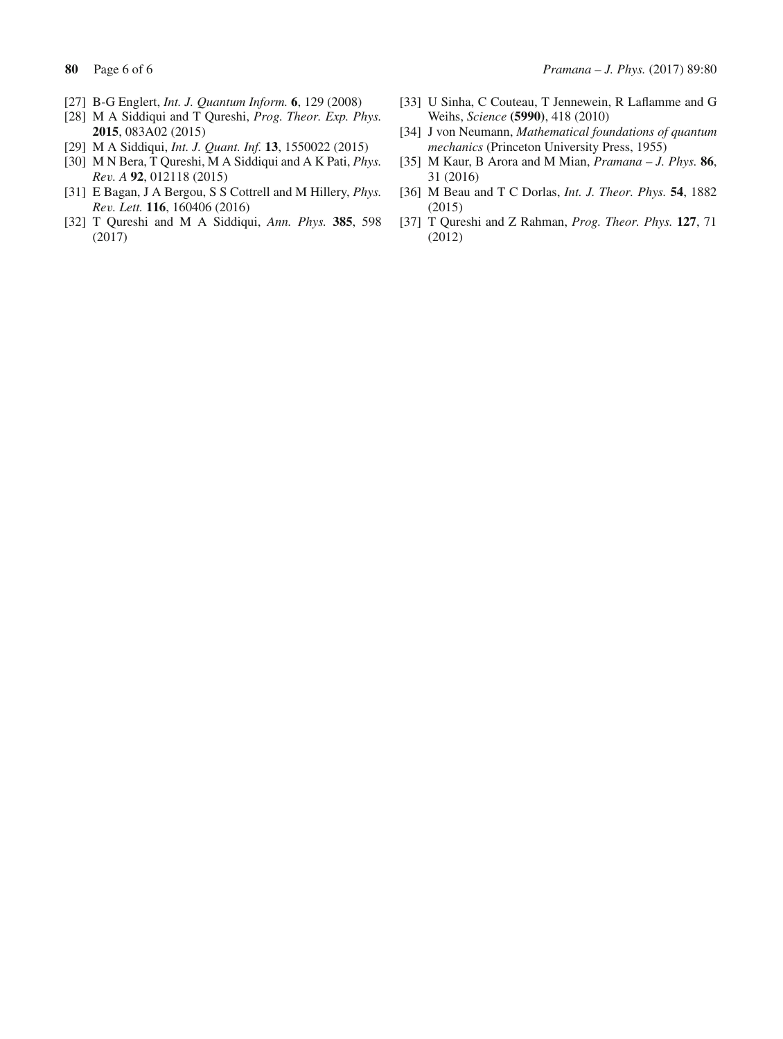[27] B-G Englert, *Int. J. Quantum Inform.* **6**, 129 (2008)

[28] M A Siddiqui and T Qureshi, *Prog. Theor. Exp. Phys.* **2015**, 083A02 (2015)

[29] M A Siddiqui, *Int. J. Quant. Inf.* **13**, 1550022 (2015)

[30] M N Bera, T Qureshi, M A Siddiqui and A K Pati, *Phys. Rev. A* **92**, 012118 (2015)

[31] E Bagan, J A Bergou, S S Cottrell and M Hillery, *Phys. Rev. Lett.* **116**, 160406 (2016)

[32] T Qureshi and M A Siddiqui, *Ann. Phys.* **385**, 598 (2017)

[33] U Sinha, C Couteau, T Jennewein, R Laflamme and G Weihs, *Science* **(5990)**, 418 (2010)

[34] J von Neumann, *Mathematical foundations of quantum mechanics* (Princeton University Press, 1955)

[35] M Kaur, B Arora and M Mian, *Pramana – J. Phys.* **86**, 31 (2016)

[36] M Beau and T C Dorlas, *Int. J. Theor. Phys.* **54**, 1882 (2015)

[37] T Qureshi and Z Rahman, *Prog. Theor. Phys.* **127**, 71 (2012)